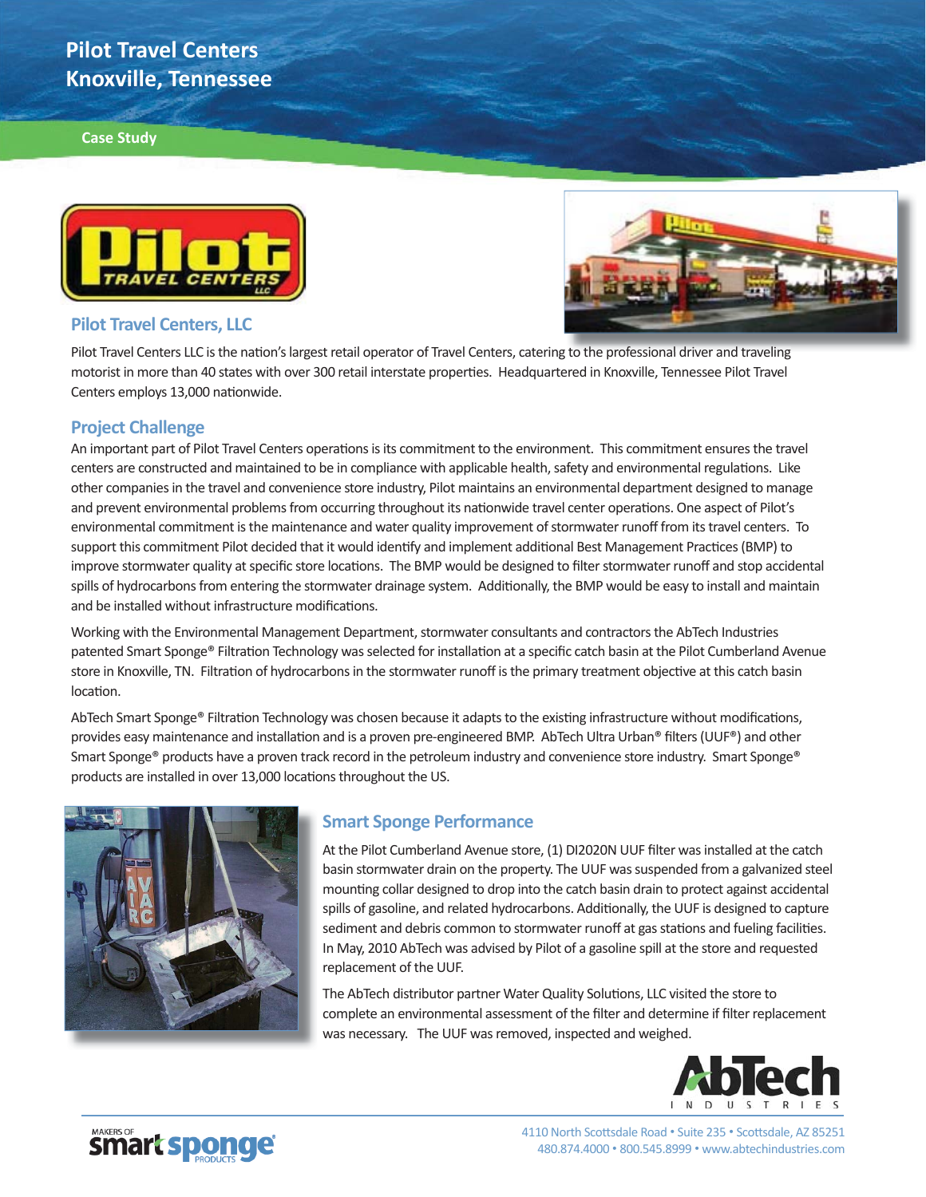# Pilot Travel Centers
# Knoxville, Tennessee

**Case Study**

## Pilot Travel Centers, LLC

Pilot Travel Centers LLC is the nation's largest retail operator of Travel Centers, catering to the professional driver and traveling motorist in more than 40 states with over 300 retail interstate properties. Headquartered in Knoxville, Tennessee Pilot Travel Centers employs 13,000 nationwide.

## Project Challenge

An important part of Pilot Travel Centers operations is its commitment to the environment. This commitment ensures the travel centers are constructed and maintained to be in compliance with applicable health, safety and environmental regulations. Like other companies in the travel and convenience store industry, Pilot maintains an environmental department designed to manage and prevent environmental problems from occurring throughout its nationwide travel center operations. One aspect of Pilot's environmental commitment is the maintenance and water quality improvement of stormwater runoff from its travel centers. To support this commitment Pilot decided that it would identify and implement additional Best Management Practices (BMP) to improve stormwater quality at specific store locations. The BMP would be designed to filter stormwater runoff and stop accidental spills of hydrocarbons from entering the stormwater drainage system. Additionally, the BMP would be easy to install and maintain and be installed without infrastructure modifications.

Working with the Environmental Management Department, stormwater consultants and contractors the AbTech Industries patented Smart Sponge® Filtration Technology was selected for installation at a specific catch basin at the Pilot Cumberland Avenue store in Knoxville, TN. Filtration of hydrocarbons in the stormwater runoff is the primary treatment objective at this catch basin location.

AbTech Smart Sponge® Filtration Technology was chosen because it adapts to the existing infrastructure without modifications, provides easy maintenance and installation and is a proven pre-engineered BMP. AbTech Ultra Urban® filters (UUF®) and other Smart Sponge® products have a proven track record in the petroleum industry and convenience store industry. Smart Sponge® products are installed in over 13,000 locations throughout the US.

## Smart Sponge Performance

At the Pilot Cumberland Avenue store, (1) DI2020N UUF filter was installed at the catch basin stormwater drain on the property. The UUF was suspended from a galvanized steel mounting collar designed to drop into the catch basin drain to protect against accidental spills of gasoline, and related hydrocarbons. Additionally, the UUF is designed to capture sediment and debris common to stormwater runoff at gas stations and fueling facilities. In May, 2010 AbTech was advised by Pilot of a gasoline spill at the store and requested replacement of the UUF.

The AbTech distributor partner Water Quality Solutions, LLC visited the store to complete an environmental assessment of the filter and determine if filter replacement was necessary. The UUF was removed, inspected and weighed.

AbTech Industries

4110 North Scottsdale Road • Suite 235 • Scottsdale, AZ 85251
480.874.4000 • 800.545.8999 • www.abtechindustries.com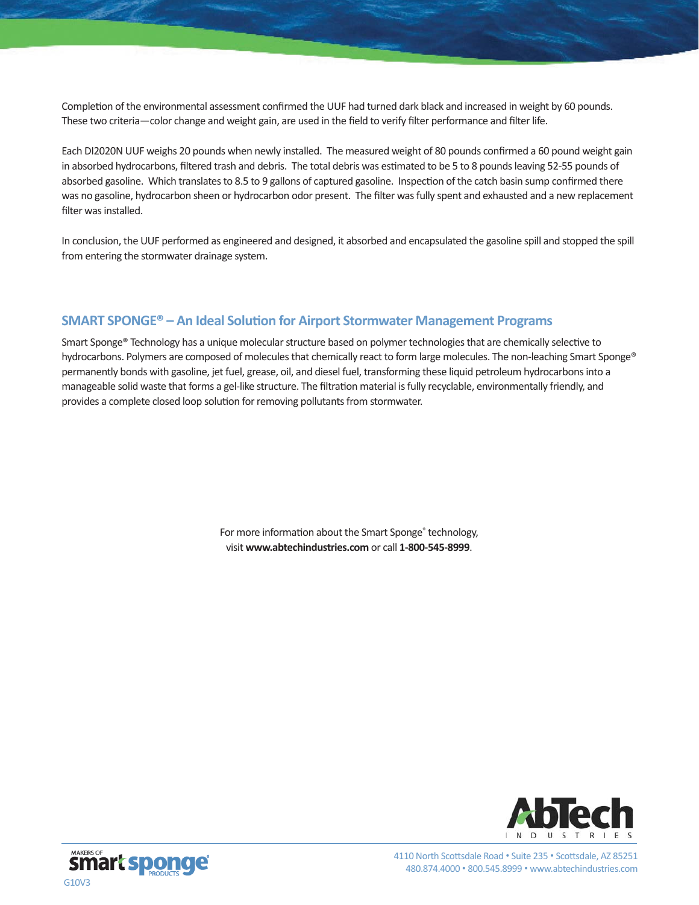Completion of the environmental assessment confirmed the UUF had turned dark black and increased in weight by 60 pounds. These two criteria—color change and weight gain, are used in the field to verify filter performance and filter life.

Each DI2020N UUF weighs 20 pounds when newly installed. The measured weight of 80 pounds confirmed a 60 pound weight gain in absorbed hydrocarbons, filtered trash and debris. The total debris was estimated to be 5 to 8 pounds leaving 52-55 pounds of absorbed gasoline. Which translates to 8.5 to 9 gallons of captured gasoline. Inspection of the catch basin sump confirmed there was no gasoline, hydrocarbon sheen or hydrocarbon odor present. The filter was fully spent and exhausted and a new replacement filter was installed.

In conclusion, the UUF performed as engineered and designed, it absorbed and encapsulated the gasoline spill and stopped the spill from entering the stormwater drainage system.

## SMART SPONGE® – An Ideal Solution for Airport Stormwater Management Programs

Smart Sponge® Technology has a unique molecular structure based on polymer technologies that are chemically selective to hydrocarbons. Polymers are composed of molecules that chemically react to form large molecules. The non-leaching Smart Sponge® permanently bonds with gasoline, jet fuel, grease, oil, and diesel fuel, transforming these liquid petroleum hydrocarbons into a manageable solid waste that forms a gel-like structure. The filtration material is fully recyclable, environmentally friendly, and provides a complete closed loop solution for removing pollutants from stormwater.

For more information about the Smart Sponge® technology,
visit **www.abtechindustries.com** or call **1-800-545-8999**.

AbTech INDUSTRIES

MAKERS OF smart sponge PRODUCTS

4110 North Scottsdale Road • Suite 235 • Scottsdale, AZ 85251
480.874.4000 • 800.545.8999 • www.abtechindustries.com

G10V3